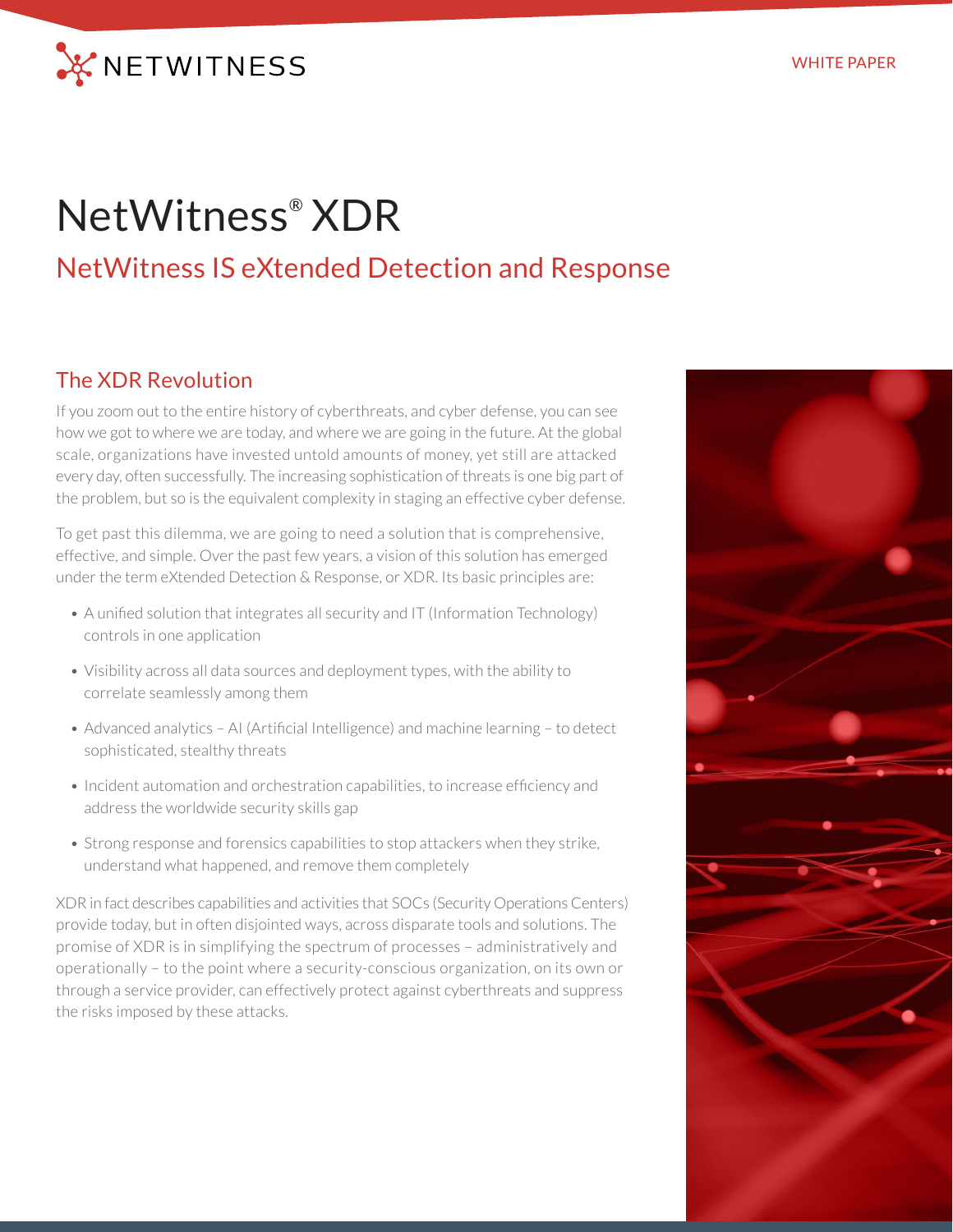WHITE PAPER

# NetWitness® XDR

## NetWitness IS eXtended Detection and Response

### The XDR Revolution

If you zoom out to the entire history of cyberthreats, and cyber defense, you can see how we got to where we are today, and where we are going in the future. At the global scale, organizations have invested untold amounts of money, yet still are attacked every day, often successfully. The increasing sophistication of threats is one big part of the problem, but so is the equivalent complexity in staging an effective cyber defense.

To get past this dilemma, we are going to need a solution that is comprehensive, effective, and simple. Over the past few years, a vision of this solution has emerged under the term eXtended Detection & Response, or XDR. Its basic principles are:

- A unified solution that integrates all security and IT (Information Technology) controls in one application
- Visibility across all data sources and deployment types, with the ability to correlate seamlessly among them
- Advanced analytics – AI (Artificial Intelligence) and machine learning – to detect sophisticated, stealthy threats
- Incident automation and orchestration capabilities, to increase efficiency and address the worldwide security skills gap
- Strong response and forensics capabilities to stop attackers when they strike, understand what happened, and remove them completely

XDR in fact describes capabilities and activities that SOCs (Security Operations Centers) provide today, but in often disjointed ways, across disparate tools and solutions. The promise of XDR is in simplifying the spectrum of processes – administratively and operationally – to the point where a security-conscious organization, on its own or through a service provider, can effectively protect against cyberthreats and suppress the risks imposed by these attacks.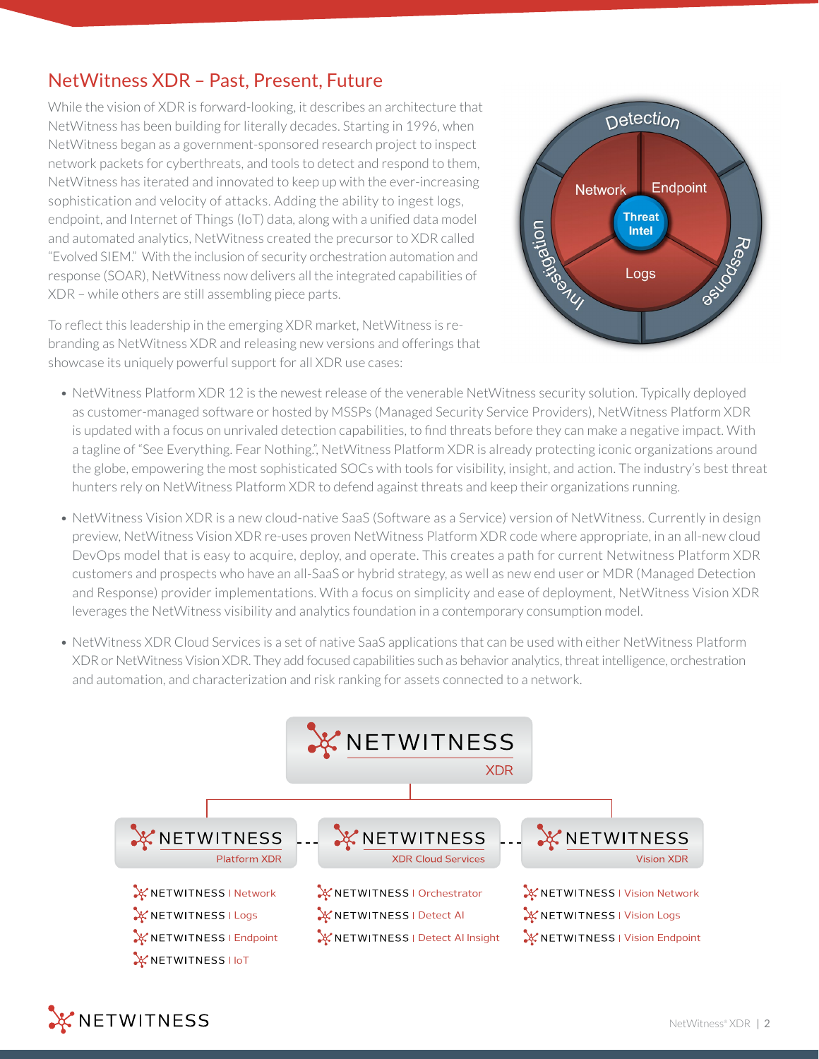## NetWitness XDR – Past, Present, Future

While the vision of XDR is forward-looking, it describes an architecture that NetWitness has been building for literally decades. Starting in 1996, when NetWitness began as a government-sponsored research project to inspect network packets for cyberthreats, and tools to detect and respond to them, NetWitness has iterated and innovated to keep up with the ever-increasing sophistication and velocity of attacks. Adding the ability to ingest logs, endpoint, and Internet of Things (IoT) data, along with a unified data model and automated analytics, NetWitness created the precursor to XDR called "Evolved SIEM." With the inclusion of security orchestration automation and response (SOAR), NetWitness now delivers all the integrated capabilities of XDR – while others are still assembling piece parts.

To reflect this leadership in the emerging XDR market, NetWitness is re-branding as NetWitness XDR and releasing new versions and offerings that showcase its uniquely powerful support for all XDR use cases:

- NetWitness Platform XDR 12 is the newest release of the venerable NetWitness security solution. Typically deployed as customer-managed software or hosted by MSSPs (Managed Security Service Providers), NetWitness Platform XDR is updated with a focus on unrivaled detection capabilities, to find threats before they can make a negative impact. With a tagline of "See Everything. Fear Nothing.", NetWitness Platform XDR is already protecting iconic organizations around the globe, empowering the most sophisticated SOCs with tools for visibility, insight, and action. The industry's best threat hunters rely on NetWitness Platform XDR to defend against threats and keep their organizations running.
- NetWitness Vision XDR is a new cloud-native SaaS (Software as a Service) version of NetWitness. Currently in design preview, NetWitness Vision XDR re-uses proven NetWitness Platform XDR code where appropriate, in an all-new cloud DevOps model that is easy to acquire, deploy, and operate. This creates a path for current Netwitness Platform XDR customers and prospects who have an all-SaaS or hybrid strategy, as well as new end user or MDR (Managed Detection and Response) provider implementations. With a focus on simplicity and ease of deployment, NetWitness Vision XDR leverages the NetWitness visibility and analytics foundation in a contemporary consumption model.
- NetWitness XDR Cloud Services is a set of native SaaS applications that can be used with either NetWitness Platform XDR or NetWitness Vision XDR. They add focused capabilities such as behavior analytics, threat intelligence, orchestration and automation, and characterization and risk ranking for assets connected to a network.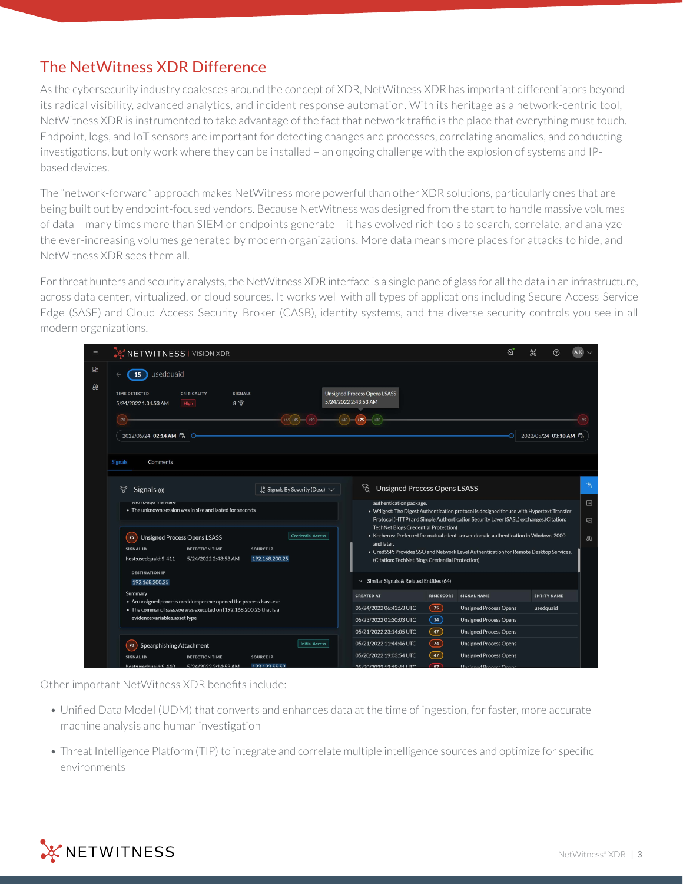## The NetWitness XDR Difference

As the cybersecurity industry coalesces around the concept of XDR, NetWitness XDR has important differentiators beyond its radical visibility, advanced analytics, and incident response automation. With its heritage as a network-centric tool, NetWitness XDR is instrumented to take advantage of the fact that network traffic is the place that everything must touch. Endpoint, logs, and IoT sensors are important for detecting changes and processes, correlating anomalies, and conducting investigations, but only work where they can be installed – an ongoing challenge with the explosion of systems and IP-based devices.

The "network-forward" approach makes NetWitness more powerful than other XDR solutions, particularly ones that are being built out by endpoint-focused vendors. Because NetWitness was designed from the start to handle massive volumes of data – many times more than SIEM or endpoints generate – it has evolved rich tools to search, correlate, and analyze the ever-increasing volumes generated by modern organizations. More data means more places for attacks to hide, and NetWitness XDR sees them all.

For threat hunters and security analysts, the NetWitness XDR interface is a single pane of glass for all the data in an infrastructure, across data center, virtualized, or cloud sources. It works well with all types of applications including Secure Access Service Edge (SASE) and Cloud Access Security Broker (CASB), identity systems, and the diverse security controls you see in all modern organizations.

Other important NetWitness XDR benefits include:

- Unified Data Model (UDM) that converts and enhances data at the time of ingestion, for faster, more accurate machine analysis and human investigation
- Threat Intelligence Platform (TIP) to integrate and correlate multiple intelligence sources and optimize for specific environments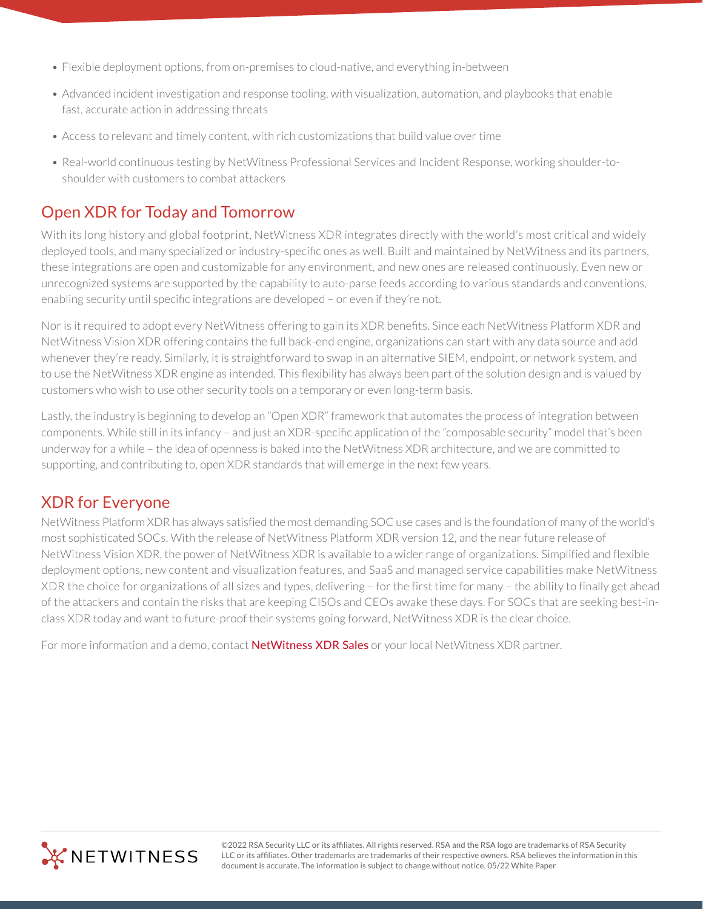- Flexible deployment options, from on-premises to cloud-native, and everything in-between
- Advanced incident investigation and response tooling, with visualization, automation, and playbooks that enable fast, accurate action in addressing threats
- Access to relevant and timely content, with rich customizations that build value over time
- Real-world continuous testing by NetWitness Professional Services and Incident Response, working shoulder-to-shoulder with customers to combat attackers

## Open XDR for Today and Tomorrow

With its long history and global footprint, NetWitness XDR integrates directly with the world's most critical and widely deployed tools, and many specialized or industry-specific ones as well. Built and maintained by NetWitness and its partners, these integrations are open and customizable for any environment, and new ones are released continuously. Even new or unrecognized systems are supported by the capability to auto-parse feeds according to various standards and conventions, enabling security until specific integrations are developed – or even if they're not.

Nor is it required to adopt every NetWitness offering to gain its XDR benefits. Since each NetWitness Platform XDR and NetWitness Vision XDR offering contains the full back-end engine, organizations can start with any data source and add whenever they're ready. Similarly, it is straightforward to swap in an alternative SIEM, endpoint, or network system, and to use the NetWitness XDR engine as intended. This flexibility has always been part of the solution design and is valued by customers who wish to use other security tools on a temporary or even long-term basis.

Lastly, the industry is beginning to develop an "Open XDR" framework that automates the process of integration between components. While still in its infancy – and just an XDR-specific application of the "composable security" model that's been underway for a while – the idea of openness is baked into the NetWitness XDR architecture, and we are committed to supporting, and contributing to, open XDR standards that will emerge in the next few years.

## XDR for Everyone

NetWitness Platform XDR has always satisfied the most demanding SOC use cases and is the foundation of many of the world's most sophisticated SOCs. With the release of NetWitness Platform XDR version 12, and the near future release of NetWitness Vision XDR, the power of NetWitness XDR is available to a wider range of organizations. Simplified and flexible deployment options, new content and visualization features, and SaaS and managed service capabilities make NetWitness XDR the choice for organizations of all sizes and types, delivering – for the first time for many – the ability to finally get ahead of the attackers and contain the risks that are keeping CISOs and CEOs awake these days. For SOCs that are seeking best-in-class XDR today and want to future-proof their systems going forward, NetWitness XDR is the clear choice.

For more information and a demo, contact **NetWitness XDR Sales** or your local NetWitness XDR partner.

NETWITNESS

©2022 RSA Security LLC or its affiliates. All rights reserved. RSA and the RSA logo are trademarks of RSA Security LLC or its affiliates. Other trademarks are trademarks of their respective owners. RSA believes the information in this document is accurate. The information is subject to change without notice. 05/22 White Paper